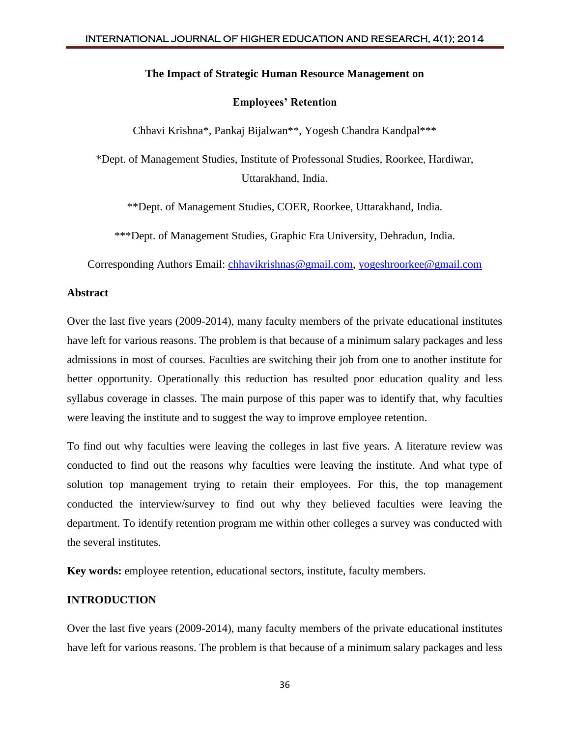# The Impact of Strategic Human Resource Management on Employees' Retention

Chhavi Krishna*, Pankaj Bijalwan**, Yogesh Chandra Kandpal***

*Dept. of Management Studies, Institute of Professonal Studies, Roorkee, Hardiwar, Uttarakhand, India.

**Dept. of Management Studies, COER, Roorkee, Uttarakhand, India.

***Dept. of Management Studies, Graphic Era University, Dehradun, India.

Corresponding Authors Email: chhavikrishnas@gmail.com, yogeshroorkee@gmail.com

## Abstract

Over the last five years (2009-2014), many faculty members of the private educational institutes have left for various reasons. The problem is that because of a minimum salary packages and less admissions in most of courses. Faculties are switching their job from one to another institute for better opportunity. Operationally this reduction has resulted poor education quality and less syllabus coverage in classes. The main purpose of this paper was to identify that, why faculties were leaving the institute and to suggest the way to improve employee retention.

To find out why faculties were leaving the colleges in last five years. A literature review was conducted to find out the reasons why faculties were leaving the institute. And what type of solution top management trying to retain their employees. For this, the top management conducted the interview/survey to find out why they believed faculties were leaving the department. To identify retention program me within other colleges a survey was conducted with the several institutes.

**Key words:** employee retention, educational sectors, institute, faculty members.

## INTRODUCTION

Over the last five years (2009-2014), many faculty members of the private educational institutes have left for various reasons. The problem is that because of a minimum salary packages and less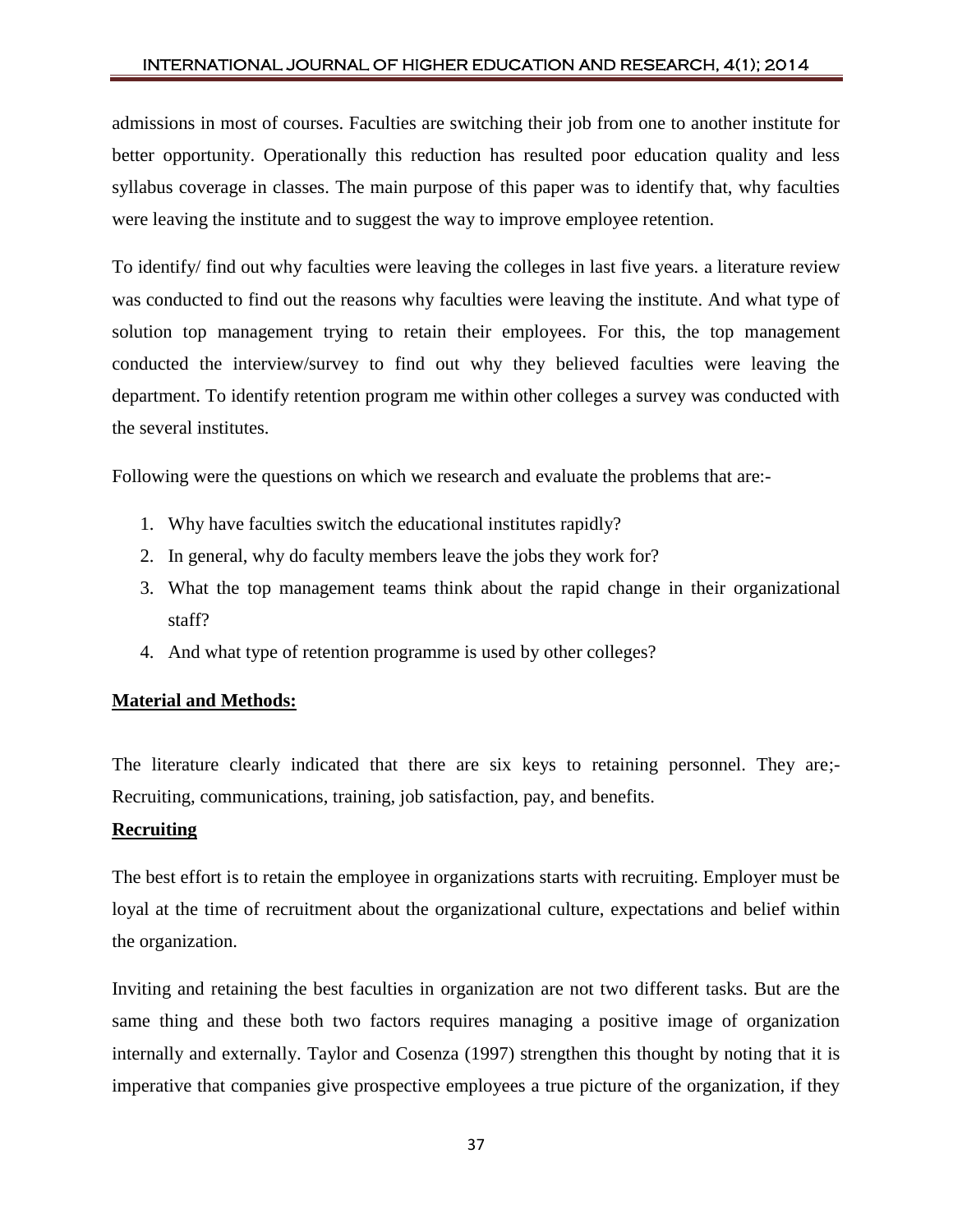admissions in most of courses. Faculties are switching their job from one to another institute for better opportunity. Operationally this reduction has resulted poor education quality and less syllabus coverage in classes. The main purpose of this paper was to identify that, why faculties were leaving the institute and to suggest the way to improve employee retention.

To identify/ find out why faculties were leaving the colleges in last five years. a literature review was conducted to find out the reasons why faculties were leaving the institute. And what type of solution top management trying to retain their employees. For this, the top management conducted the interview/survey to find out why they believed faculties were leaving the department. To identify retention program me within other colleges a survey was conducted with the several institutes.

Following were the questions on which we research and evaluate the problems that are:-

1. Why have faculties switch the educational institutes rapidly?
2. In general, why do faculty members leave the jobs they work for?
3. What the top management teams think about the rapid change in their organizational staff?
4. And what type of retention programme is used by other colleges?

## **Material and Methods:**

The literature clearly indicated that there are six keys to retaining personnel. They are;- Recruiting, communications, training, job satisfaction, pay, and benefits.

### **Recruiting**

The best effort is to retain the employee in organizations starts with recruiting. Employer must be loyal at the time of recruitment about the organizational culture, expectations and belief within the organization.

Inviting and retaining the best faculties in organization are not two different tasks. But are the same thing and these both two factors requires managing a positive image of organization internally and externally. Taylor and Cosenza (1997) strengthen this thought by noting that it is imperative that companies give prospective employees a true picture of the organization, if they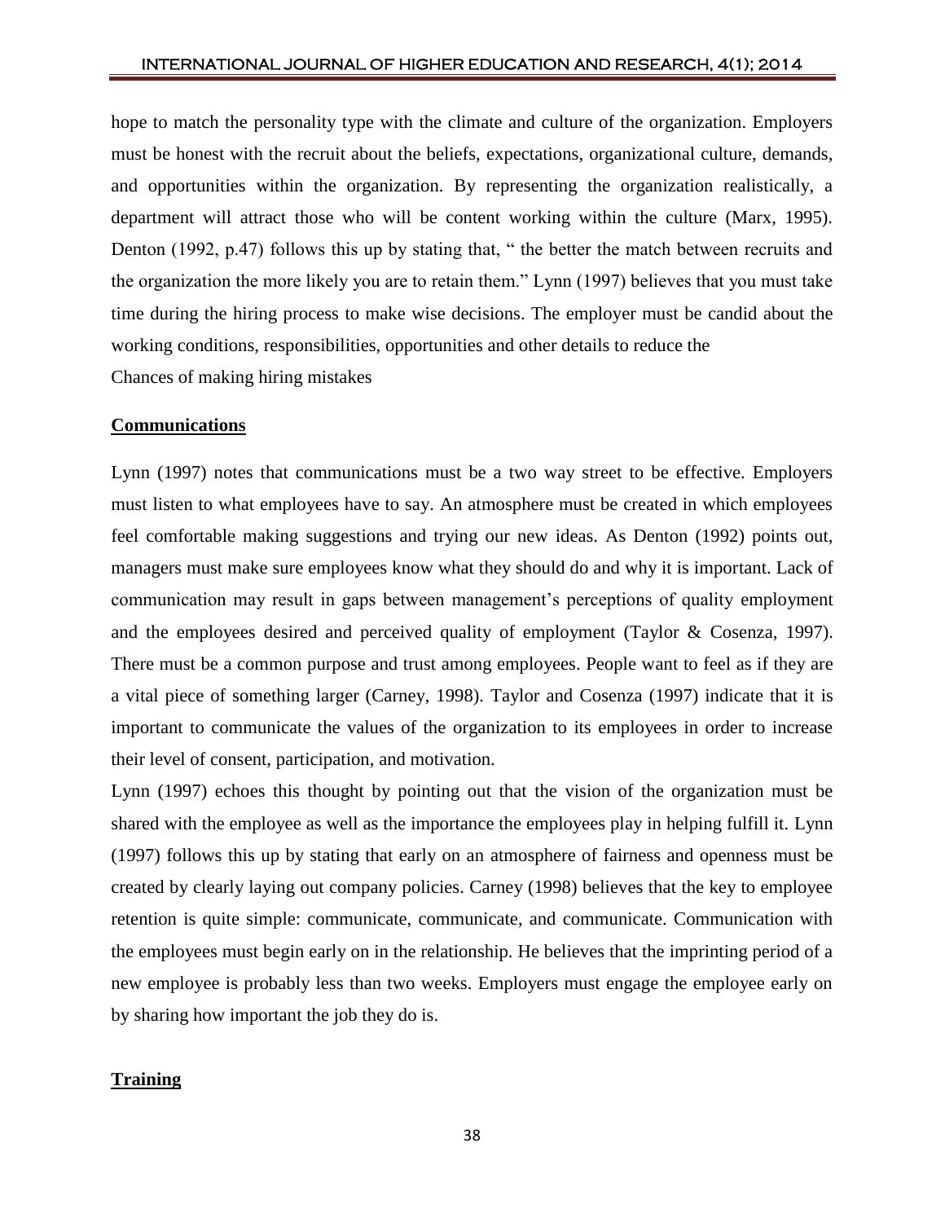hope to match the personality type with the climate and culture of the organization. Employers must be honest with the recruit about the beliefs, expectations, organizational culture, demands, and opportunities within the organization. By representing the organization realistically, a department will attract those who will be content working within the culture (Marx, 1995). Denton (1992, p.47) follows this up by stating that, " the better the match between recruits and the organization the more likely you are to retain them." Lynn (1997) believes that you must take time during the hiring process to make wise decisions. The employer must be candid about the working conditions, responsibilities, opportunities and other details to reduce the Chances of making hiring mistakes

## Communications

Lynn (1997) notes that communications must be a two way street to be effective. Employers must listen to what employees have to say. An atmosphere must be created in which employees feel comfortable making suggestions and trying our new ideas. As Denton (1992) points out, managers must make sure employees know what they should do and why it is important. Lack of communication may result in gaps between management's perceptions of quality employment and the employees desired and perceived quality of employment (Taylor & Cosenza, 1997). There must be a common purpose and trust among employees. People want to feel as if they are a vital piece of something larger (Carney, 1998). Taylor and Cosenza (1997) indicate that it is important to communicate the values of the organization to its employees in order to increase their level of consent, participation, and motivation.

Lynn (1997) echoes this thought by pointing out that the vision of the organization must be shared with the employee as well as the importance the employees play in helping fulfill it. Lynn (1997) follows this up by stating that early on an atmosphere of fairness and openness must be created by clearly laying out company policies. Carney (1998) believes that the key to employee retention is quite simple: communicate, communicate, and communicate. Communication with the employees must begin early on in the relationship. He believes that the imprinting period of a new employee is probably less than two weeks. Employers must engage the employee early on by sharing how important the job they do is.

## Training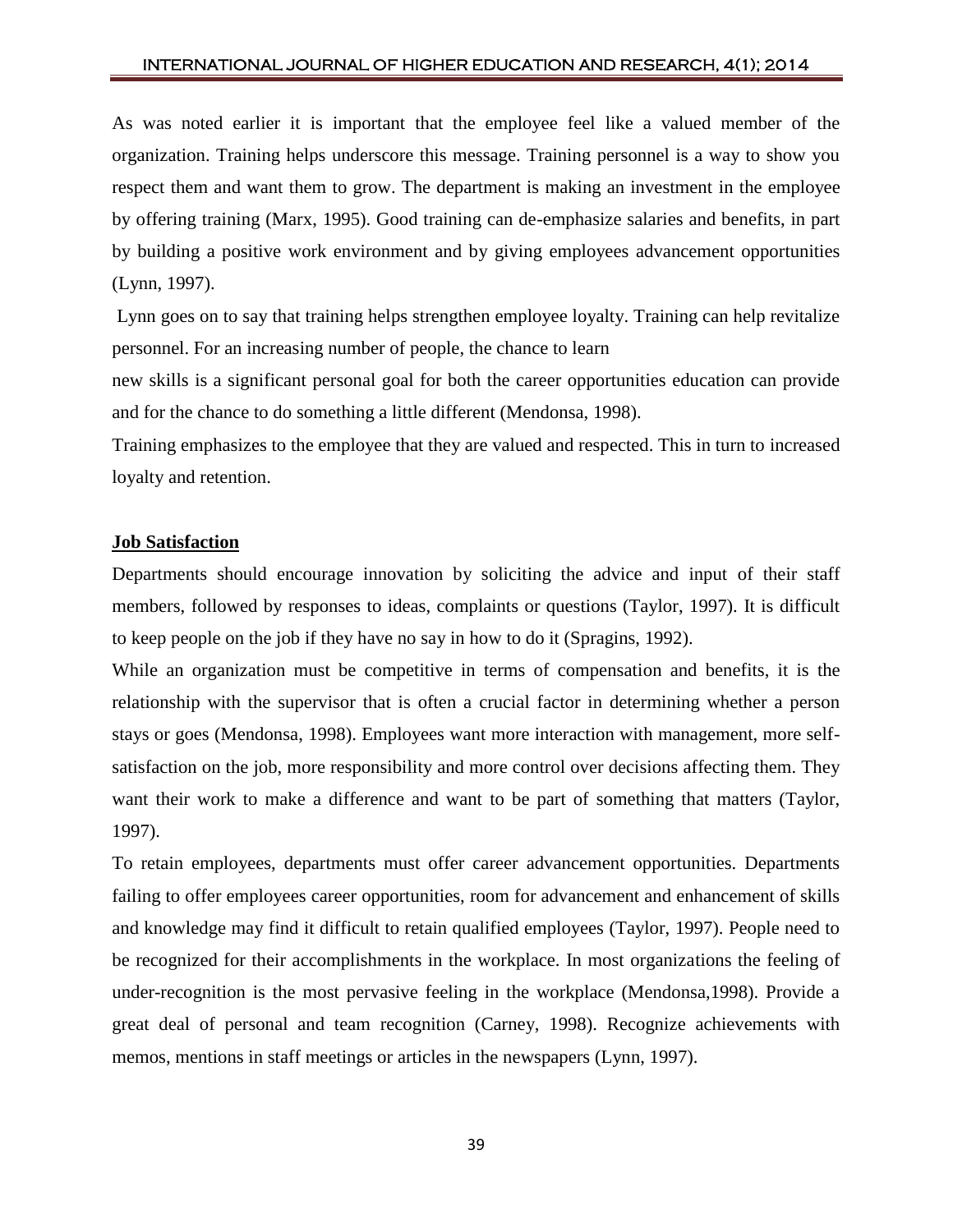As was noted earlier it is important that the employee feel like a valued member of the organization. Training helps underscore this message. Training personnel is a way to show you respect them and want them to grow. The department is making an investment in the employee by offering training (Marx, 1995). Good training can de-emphasize salaries and benefits, in part by building a positive work environment and by giving employees advancement opportunities (Lynn, 1997).

Lynn goes on to say that training helps strengthen employee loyalty. Training can help revitalize personnel. For an increasing number of people, the chance to learn new skills is a significant personal goal for both the career opportunities education can provide and for the chance to do something a little different (Mendonsa, 1998).

Training emphasizes to the employee that they are valued and respected. This in turn to increased loyalty and retention.

## Job Satisfaction

Departments should encourage innovation by soliciting the advice and input of their staff members, followed by responses to ideas, complaints or questions (Taylor, 1997). It is difficult to keep people on the job if they have no say in how to do it (Spragins, 1992).

While an organization must be competitive in terms of compensation and benefits, it is the relationship with the supervisor that is often a crucial factor in determining whether a person stays or goes (Mendonsa, 1998). Employees want more interaction with management, more self-satisfaction on the job, more responsibility and more control over decisions affecting them. They want their work to make a difference and want to be part of something that matters (Taylor, 1997).

To retain employees, departments must offer career advancement opportunities. Departments failing to offer employees career opportunities, room for advancement and enhancement of skills and knowledge may find it difficult to retain qualified employees (Taylor, 1997). People need to be recognized for their accomplishments in the workplace. In most organizations the feeling of under-recognition is the most pervasive feeling in the workplace (Mendonsa,1998). Provide a great deal of personal and team recognition (Carney, 1998). Recognize achievements with memos, mentions in staff meetings or articles in the newspapers (Lynn, 1997).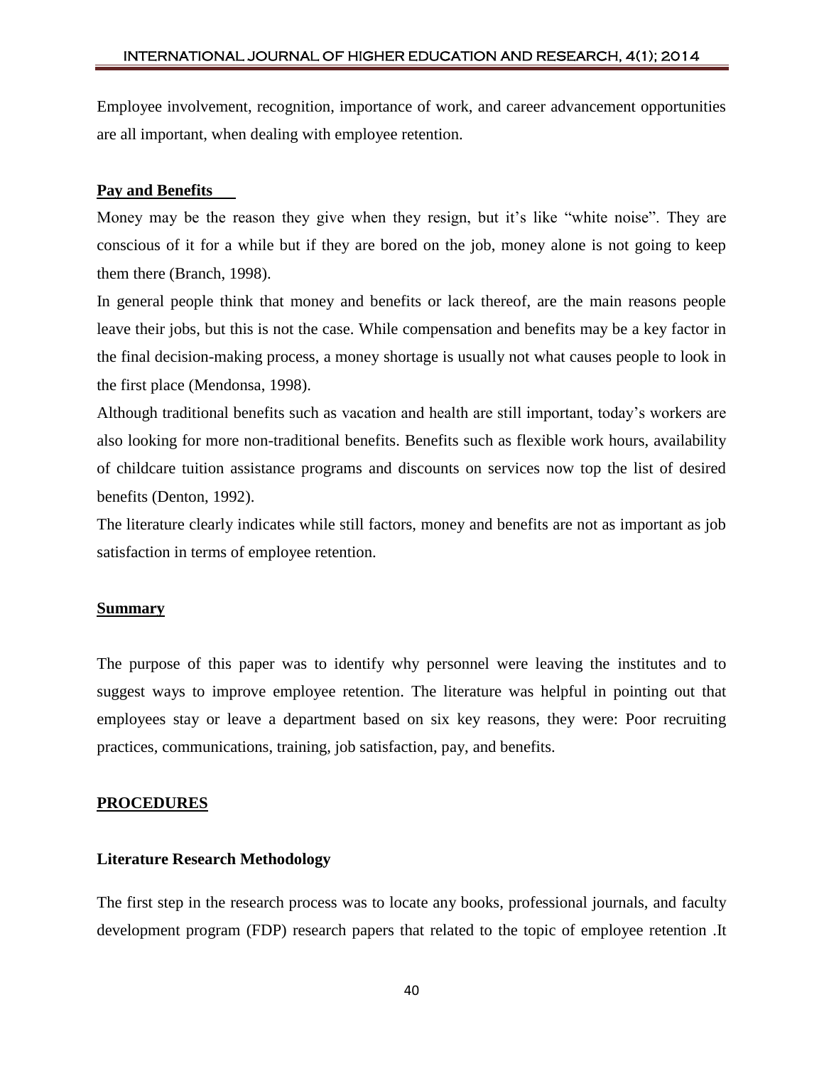Employee involvement, recognition, importance of work, and career advancement opportunities are all important, when dealing with employee retention.

**Pay and Benefits**

Money may be the reason they give when they resign, but it's like "white noise". They are conscious of it for a while but if they are bored on the job, money alone is not going to keep them there (Branch, 1998).

In general people think that money and benefits or lack thereof, are the main reasons people leave their jobs, but this is not the case. While compensation and benefits may be a key factor in the final decision-making process, a money shortage is usually not what causes people to look in the first place (Mendonsa, 1998).

Although traditional benefits such as vacation and health are still important, today's workers are also looking for more non-traditional benefits. Benefits such as flexible work hours, availability of childcare tuition assistance programs and discounts on services now top the list of desired benefits (Denton, 1992).

The literature clearly indicates while still factors, money and benefits are not as important as job satisfaction in terms of employee retention.

**Summary**

The purpose of this paper was to identify why personnel were leaving the institutes and to suggest ways to improve employee retention. The literature was helpful in pointing out that employees stay or leave a department based on six key reasons, they were: Poor recruiting practices, communications, training, job satisfaction, pay, and benefits.

## PROCEDURES

### Literature Research Methodology

The first step in the research process was to locate any books, professional journals, and faculty development program (FDP) research papers that related to the topic of employee retention .It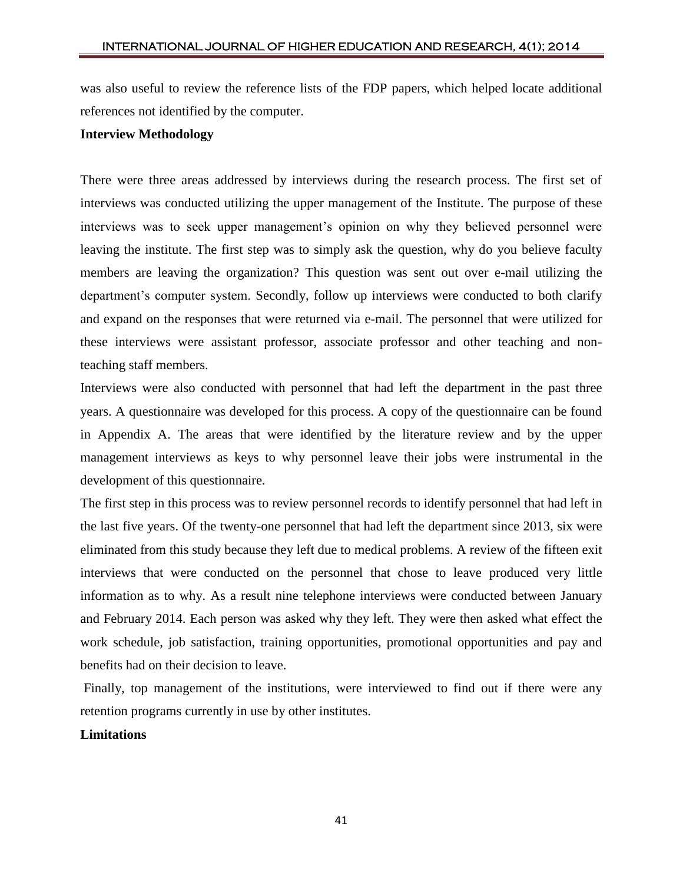was also useful to review the reference lists of the FDP papers, which helped locate additional references not identified by the computer.

**Interview Methodology**

There were three areas addressed by interviews during the research process. The first set of interviews was conducted utilizing the upper management of the Institute. The purpose of these interviews was to seek upper management's opinion on why they believed personnel were leaving the institute. The first step was to simply ask the question, why do you believe faculty members are leaving the organization? This question was sent out over e-mail utilizing the department's computer system. Secondly, follow up interviews were conducted to both clarify and expand on the responses that were returned via e-mail. The personnel that were utilized for these interviews were assistant professor, associate professor and other teaching and non-teaching staff members.

Interviews were also conducted with personnel that had left the department in the past three years. A questionnaire was developed for this process. A copy of the questionnaire can be found in Appendix A. The areas that were identified by the literature review and by the upper management interviews as keys to why personnel leave their jobs were instrumental in the development of this questionnaire.

The first step in this process was to review personnel records to identify personnel that had left in the last five years. Of the twenty-one personnel that had left the department since 2013, six were eliminated from this study because they left due to medical problems. A review of the fifteen exit interviews that were conducted on the personnel that chose to leave produced very little information as to why. As a result nine telephone interviews were conducted between January and February 2014. Each person was asked why they left. They were then asked what effect the work schedule, job satisfaction, training opportunities, promotional opportunities and pay and benefits had on their decision to leave.

Finally, top management of the institutions, were interviewed to find out if there were any retention programs currently in use by other institutes.

**Limitations**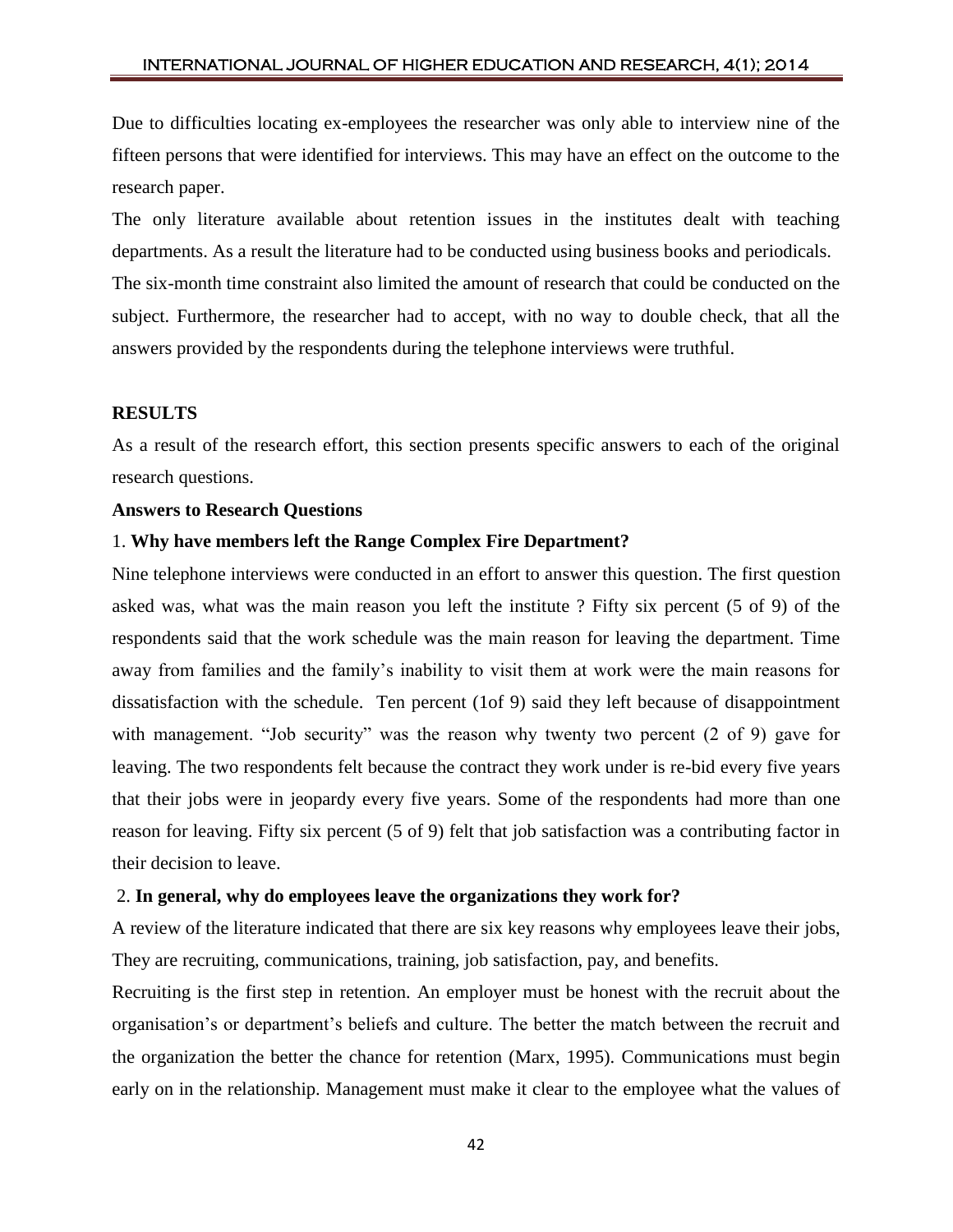Due to difficulties locating ex-employees the researcher was only able to interview nine of the fifteen persons that were identified for interviews. This may have an effect on the outcome to the research paper.

The only literature available about retention issues in the institutes dealt with teaching departments. As a result the literature had to be conducted using business books and periodicals.

The six-month time constraint also limited the amount of research that could be conducted on the subject. Furthermore, the researcher had to accept, with no way to double check, that all the answers provided by the respondents during the telephone interviews were truthful.

## RESULTS

As a result of the research effort, this section presents specific answers to each of the original research questions.

### Answers to Research Questions

1. **Why have members left the Range Complex Fire Department?**

Nine telephone interviews were conducted in an effort to answer this question. The first question asked was, what was the main reason you left the institute ? Fifty six percent (5 of 9) of the respondents said that the work schedule was the main reason for leaving the department. Time away from families and the family's inability to visit them at work were the main reasons for dissatisfaction with the schedule. Ten percent (1of 9) said they left because of disappointment with management. "Job security" was the reason why twenty two percent (2 of 9) gave for leaving. The two respondents felt because the contract they work under is re-bid every five years that their jobs were in jeopardy every five years. Some of the respondents had more than one reason for leaving. Fifty six percent (5 of 9) felt that job satisfaction was a contributing factor in their decision to leave.

2. **In general, why do employees leave the organizations they work for?**

A review of the literature indicated that there are six key reasons why employees leave their jobs, They are recruiting, communications, training, job satisfaction, pay, and benefits.

Recruiting is the first step in retention. An employer must be honest with the recruit about the organisation's or department's beliefs and culture. The better the match between the recruit and the organization the better the chance for retention (Marx, 1995). Communications must begin early on in the relationship. Management must make it clear to the employee what the values of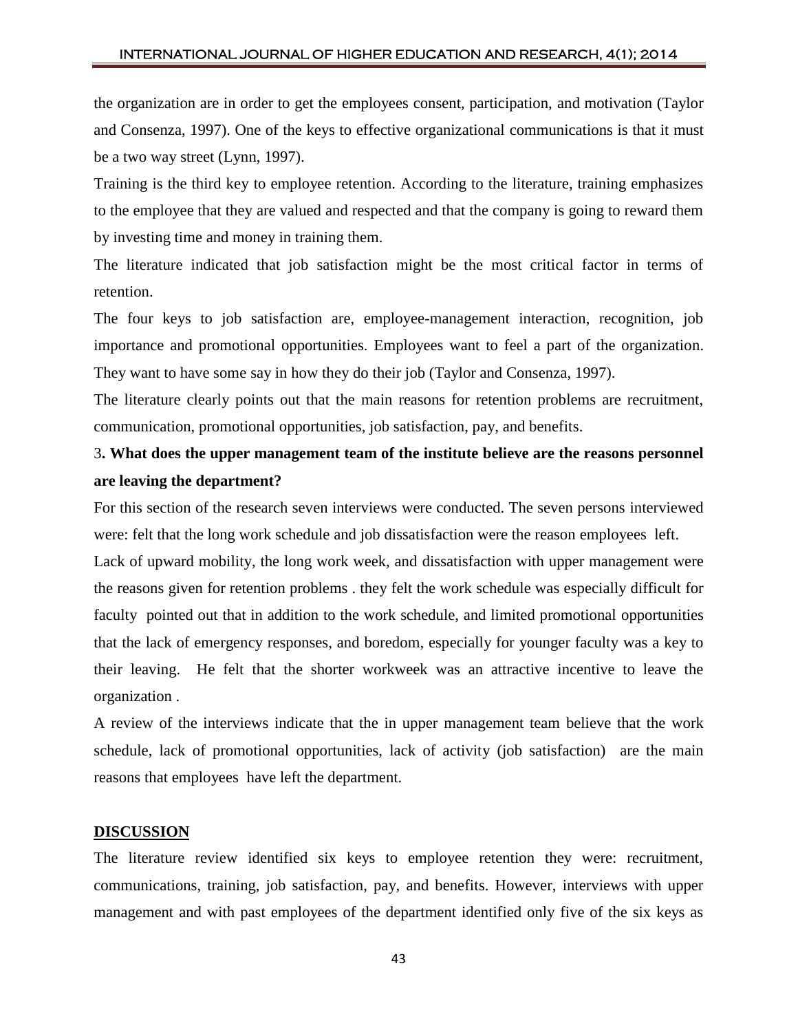the organization are in order to get the employees consent, participation, and motivation (Taylor and Consenza, 1997). One of the keys to effective organizational communications is that it must be a two way street (Lynn, 1997).

Training is the third key to employee retention. According to the literature, training emphasizes to the employee that they are valued and respected and that the company is going to reward them by investing time and money in training them.

The literature indicated that job satisfaction might be the most critical factor in terms of retention.

The four keys to job satisfaction are, employee-management interaction, recognition, job importance and promotional opportunities. Employees want to feel a part of the organization. They want to have some say in how they do their job (Taylor and Consenza, 1997).

The literature clearly points out that the main reasons for retention problems are recruitment, communication, promotional opportunities, job satisfaction, pay, and benefits.

3**. What does the upper management team of the institute believe are the reasons personnel are leaving the department?**

For this section of the research seven interviews were conducted. The seven persons interviewed were: felt that the long work schedule and job dissatisfaction were the reason employees left.

Lack of upward mobility, the long work week, and dissatisfaction with upper management were the reasons given for retention problems . they felt the work schedule was especially difficult for faculty pointed out that in addition to the work schedule, and limited promotional opportunities that the lack of emergency responses, and boredom, especially for younger faculty was a key to their leaving. He felt that the shorter workweek was an attractive incentive to leave the organization .

A review of the interviews indicate that the in upper management team believe that the work schedule, lack of promotional opportunities, lack of activity (job satisfaction) are the main reasons that employees have left the department.

## DISCUSSION

The literature review identified six keys to employee retention they were: recruitment, communications, training, job satisfaction, pay, and benefits. However, interviews with upper management and with past employees of the department identified only five of the six keys as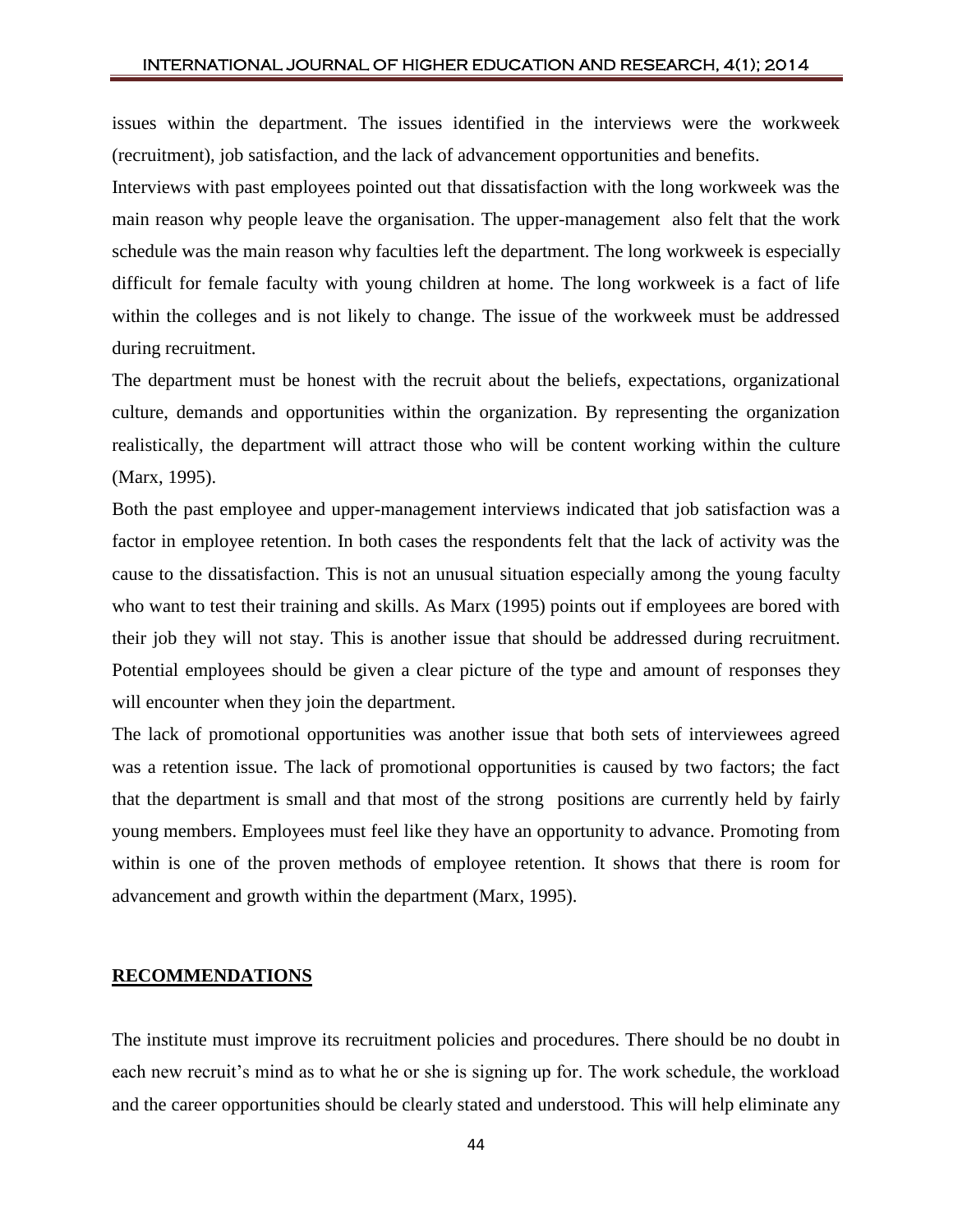issues within the department. The issues identified in the interviews were the workweek (recruitment), job satisfaction, and the lack of advancement opportunities and benefits.

Interviews with past employees pointed out that dissatisfaction with the long workweek was the main reason why people leave the organisation. The upper-management also felt that the work schedule was the main reason why faculties left the department. The long workweek is especially difficult for female faculty with young children at home. The long workweek is a fact of life within the colleges and is not likely to change. The issue of the workweek must be addressed during recruitment.

The department must be honest with the recruit about the beliefs, expectations, organizational culture, demands and opportunities within the organization. By representing the organization realistically, the department will attract those who will be content working within the culture (Marx, 1995).

Both the past employee and upper-management interviews indicated that job satisfaction was a factor in employee retention. In both cases the respondents felt that the lack of activity was the cause to the dissatisfaction. This is not an unusual situation especially among the young faculty who want to test their training and skills. As Marx (1995) points out if employees are bored with their job they will not stay. This is another issue that should be addressed during recruitment. Potential employees should be given a clear picture of the type and amount of responses they will encounter when they join the department.

The lack of promotional opportunities was another issue that both sets of interviewees agreed was a retention issue. The lack of promotional opportunities is caused by two factors; the fact that the department is small and that most of the strong positions are currently held by fairly young members. Employees must feel like they have an opportunity to advance. Promoting from within is one of the proven methods of employee retention. It shows that there is room for advancement and growth within the department (Marx, 1995).

## RECOMMENDATIONS

The institute must improve its recruitment policies and procedures. There should be no doubt in each new recruit's mind as to what he or she is signing up for. The work schedule, the workload and the career opportunities should be clearly stated and understood. This will help eliminate any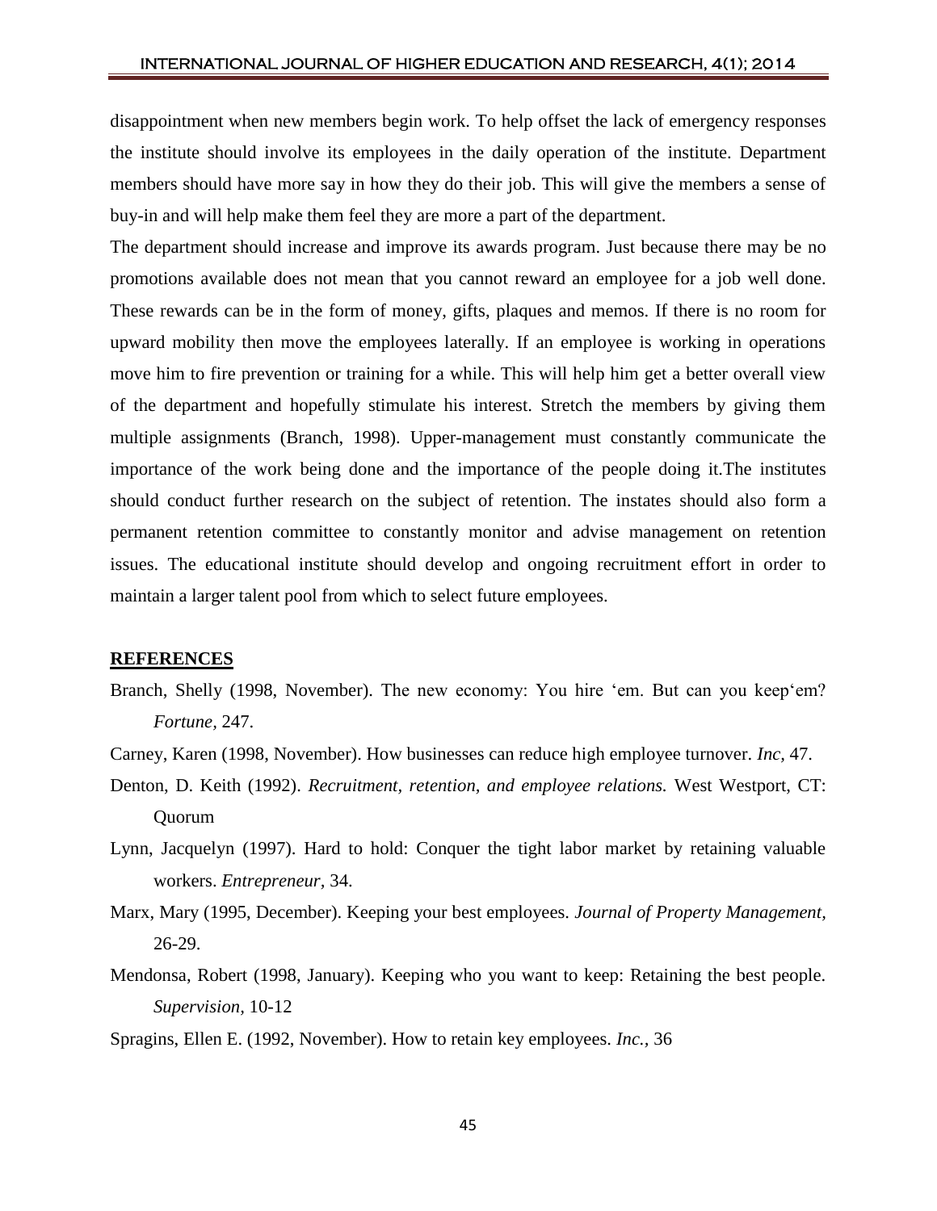disappointment when new members begin work. To help offset the lack of emergency responses the institute should involve its employees in the daily operation of the institute. Department members should have more say in how they do their job. This will give the members a sense of buy-in and will help make them feel they are more a part of the department.

The department should increase and improve its awards program. Just because there may be no promotions available does not mean that you cannot reward an employee for a job well done. These rewards can be in the form of money, gifts, plaques and memos. If there is no room for upward mobility then move the employees laterally. If an employee is working in operations move him to fire prevention or training for a while. This will help him get a better overall view of the department and hopefully stimulate his interest. Stretch the members by giving them multiple assignments (Branch, 1998). Upper-management must constantly communicate the importance of the work being done and the importance of the people doing it.The institutes should conduct further research on the subject of retention. The instates should also form a permanent retention committee to constantly monitor and advise management on retention issues. The educational institute should develop and ongoing recruitment effort in order to maintain a larger talent pool from which to select future employees.

## REFERENCES

Branch, Shelly (1998, November). The new economy: You hire 'em. But can you keep'em? *Fortune,* 247.

Carney, Karen (1998, November). How businesses can reduce high employee turnover. *Inc,* 47.

Denton, D. Keith (1992). *Recruitment, retention, and employee relations.* West Westport, CT: Quorum

Lynn, Jacquelyn (1997). Hard to hold: Conquer the tight labor market by retaining valuable workers. *Entrepreneur,* 34.

Marx, Mary (1995, December). Keeping your best employees. *Journal of Property Management,* 26-29.

Mendonsa, Robert (1998, January). Keeping who you want to keep: Retaining the best people. *Supervision,* 10-12

Spragins, Ellen E. (1992, November). How to retain key employees. *Inc.,* 36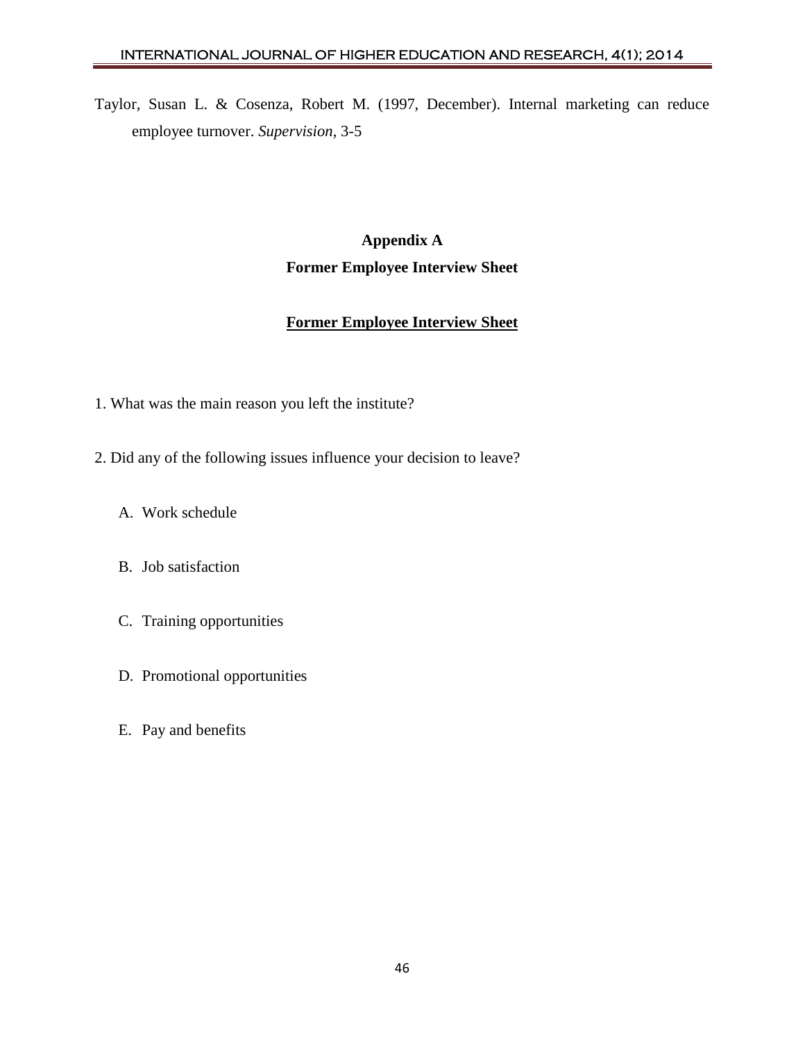Taylor, Susan L. & Cosenza, Robert M. (1997, December). Internal marketing can reduce employee turnover. *Supervision,* 3-5

## Appendix A
## Former Employee Interview Sheet

**<u>Former Employee Interview Sheet</u>**

1. What was the main reason you left the institute?

2. Did any of the following issues influence your decision to leave?

   A. Work schedule

   B. Job satisfaction

   C. Training opportunities

   D. Promotional opportunities

   E. Pay and benefits